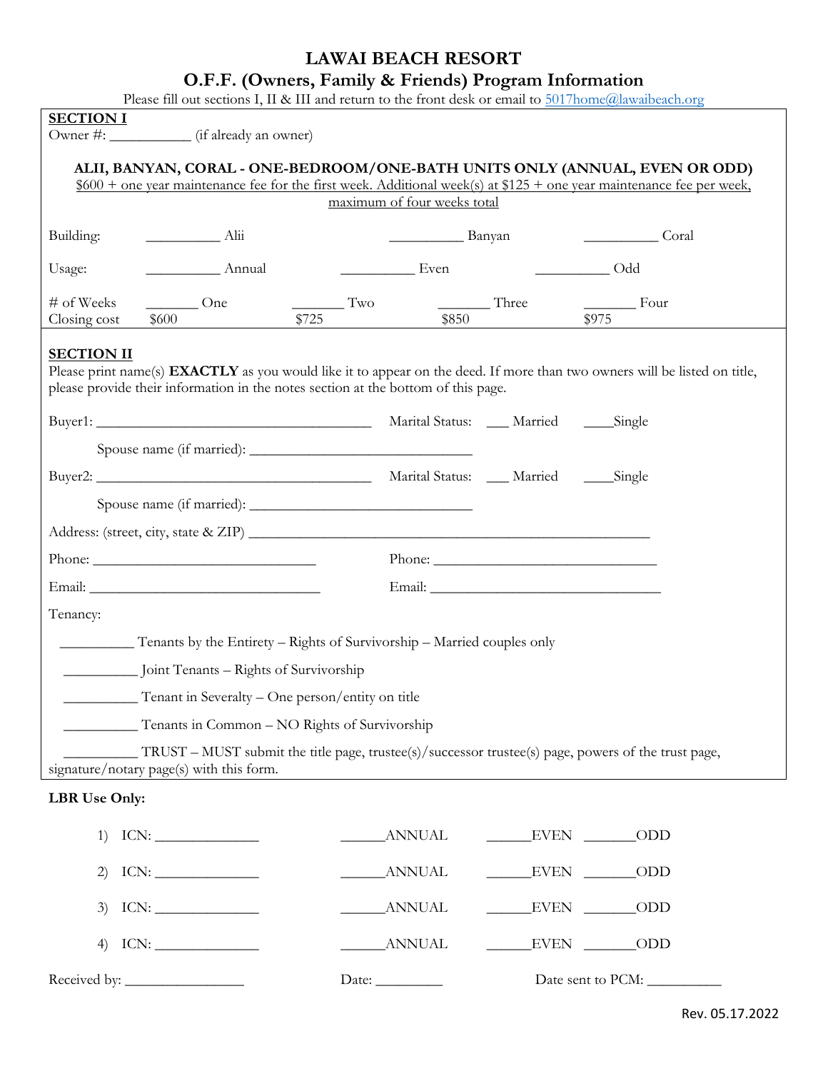# LAWAI BEACH RESORT

## O.F.F. (Owners, Family & Friends) Program Information

Please fill out sections I, II & III and return to the front desk or email to [5017home@lawaibeach.org](mailto:5017home@lawaibeach.org)

**SECTION I**

Owner #: ___________ (if already an owner)

**ALII, BANYAN, CORAL - ONE-BEDROOM/ONE-BATH UNITS ONLY (ANNUAL, EVEN OR ODD)**

<u>$600 + one year maintenance fee for the first week. Additional week(s) at $125 + one year maintenance fee per week, maximum of four weeks total</u>

Building: __________ Alii __________ Banyan __________ Coral

Usage: __________ Annual __________ Even __________ Odd

| # of Weeks | _______ One | _______ Two | _______ Three | _______ Four |
|---|---|---|---|---|
| Closing cost | $600 | $725 | $850 | $975 |

**SECTION II**

Please print name(s) **EXACTLY** as you would like it to appear on the deed. If more than two owners will be listed on title, please provide their information in the notes section at the bottom of this page.

Buyer1: ______________________________________ Marital Status: ___ Married ____Single

Spouse name (if married): ______________________________

Buyer2: ______________________________________ Marital Status: ___ Married ____Single

Spouse name (if married): ______________________________

Address: (street, city, state & ZIP) ________________________________________________________

Phone: ______________________________ Phone: ______________________________

Email: _______________________________ Email: _______________________________

Tenancy:

__________ Tenants by the Entirety – Rights of Survivorship – Married couples only

__________ Joint Tenants – Rights of Survivorship

__________ Tenant in Severalty – One person/entity on title

__________ Tenants in Common – NO Rights of Survivorship

__________ TRUST – MUST submit the title page, trustee(s)/successor trustee(s) page, powers of the trust page, signature/notary page(s) with this form.

**LBR Use Only:**

1) ICN: ______________ ______ANNUAL ______EVEN _______ODD

2) ICN: ______________ ______ANNUAL ______EVEN _______ODD

3) ICN: ______________ ______ANNUAL ______EVEN _______ODD

4) ICN: ______________ ______ANNUAL ______EVEN _______ODD

Received by: ________________ Date: _________ Date sent to PCM: __________

Rev. 05.17.2022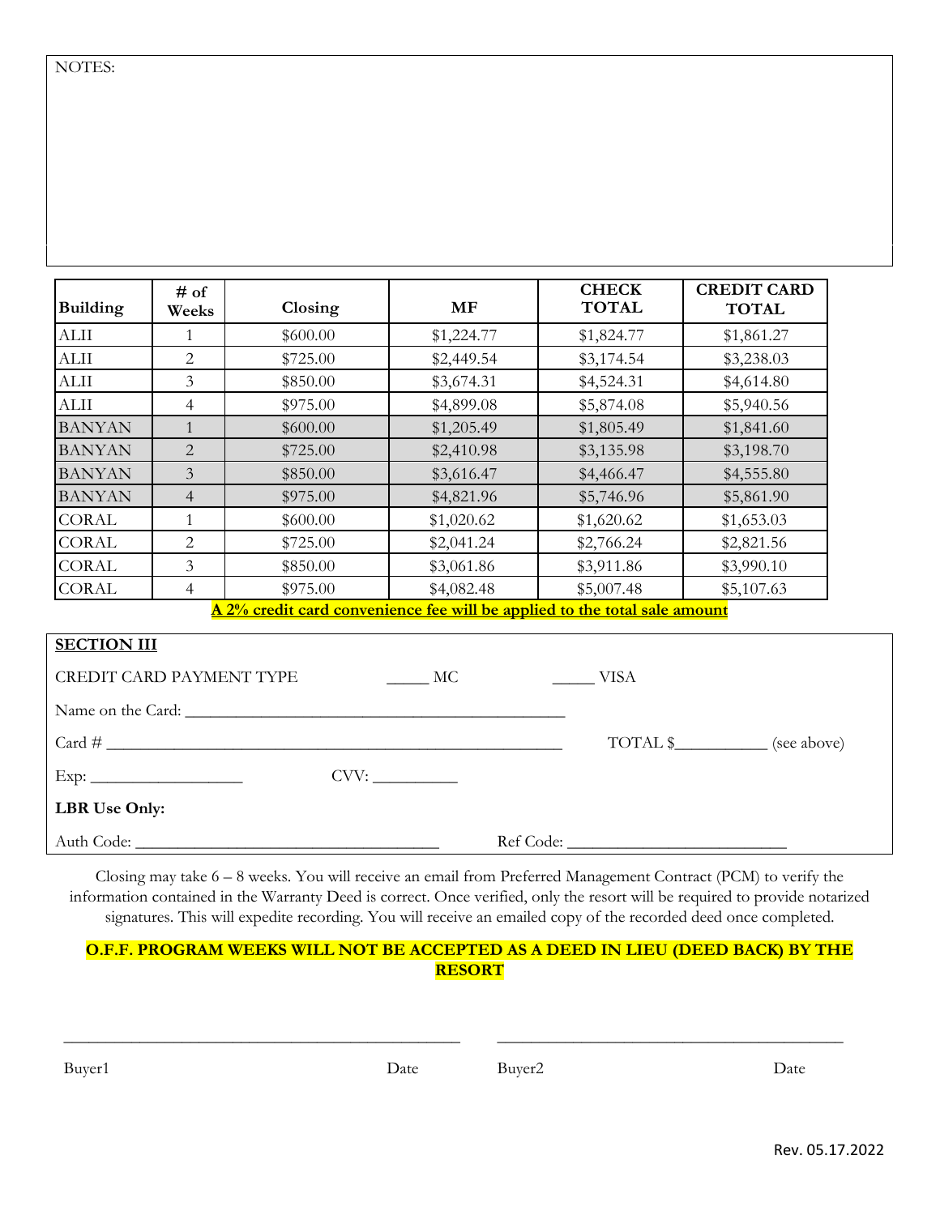NOTES:

| Building | # of Weeks | Closing | MF | CHECK TOTAL | CREDIT CARD TOTAL |
|---|---|---|---|---|---|
| ALII | 1 | $600.00 | $1,224.77 | $1,824.77 | $1,861.27 |
| ALII | 2 | $725.00 | $2,449.54 | $3,174.54 | $3,238.03 |
| ALII | 3 | $850.00 | $3,674.31 | $4,524.31 | $4,614.80 |
| ALII | 4 | $975.00 | $4,899.08 | $5,874.08 | $5,940.56 |
| BANYAN | 1 | $600.00 | $1,205.49 | $1,805.49 | $1,841.60 |
| BANYAN | 2 | $725.00 | $2,410.98 | $3,135.98 | $3,198.70 |
| BANYAN | 3 | $850.00 | $3,616.47 | $4,466.47 | $4,555.80 |
| BANYAN | 4 | $975.00 | $4,821.96 | $5,746.96 | $5,861.90 |
| CORAL | 1 | $600.00 | $1,020.62 | $1,620.62 | $1,653.03 |
| CORAL | 2 | $725.00 | $2,041.24 | $2,766.24 | $2,821.56 |
| CORAL | 3 | $850.00 | $3,061.86 | $3,911.86 | $3,990.10 |
| CORAL | 4 | $975.00 | $4,082.48 | $5,007.48 | $5,107.63 |

**A 2% credit card convenience fee will be applied to the total sale amount**

**SECTION III**

CREDIT CARD PAYMENT TYPE _____ MC _____ VISA

Name on the Card: ______________________________________________

Card # ______________________________________________________ TOTAL $___________ (see above)

Exp: __________________ CVV: __________

**LBR Use Only:**

Auth Code: ____________________________________ Ref Code: __________________________

Closing may take 6 – 8 weeks. You will receive an email from Preferred Management Contract (PCM) to verify the information contained in the Warranty Deed is correct. Once verified, only the resort will be required to provide notarized signatures. This will expedite recording. You will receive an emailed copy of the recorded deed once completed.

**O.F.F. PROGRAM WEEKS WILL NOT BE ACCEPTED AS A DEED IN LIEU (DEED BACK) BY THE RESORT**

_______________________________________________ _________________________________________

Buyer1 Date Buyer2 Date

Rev. 05.17.2022